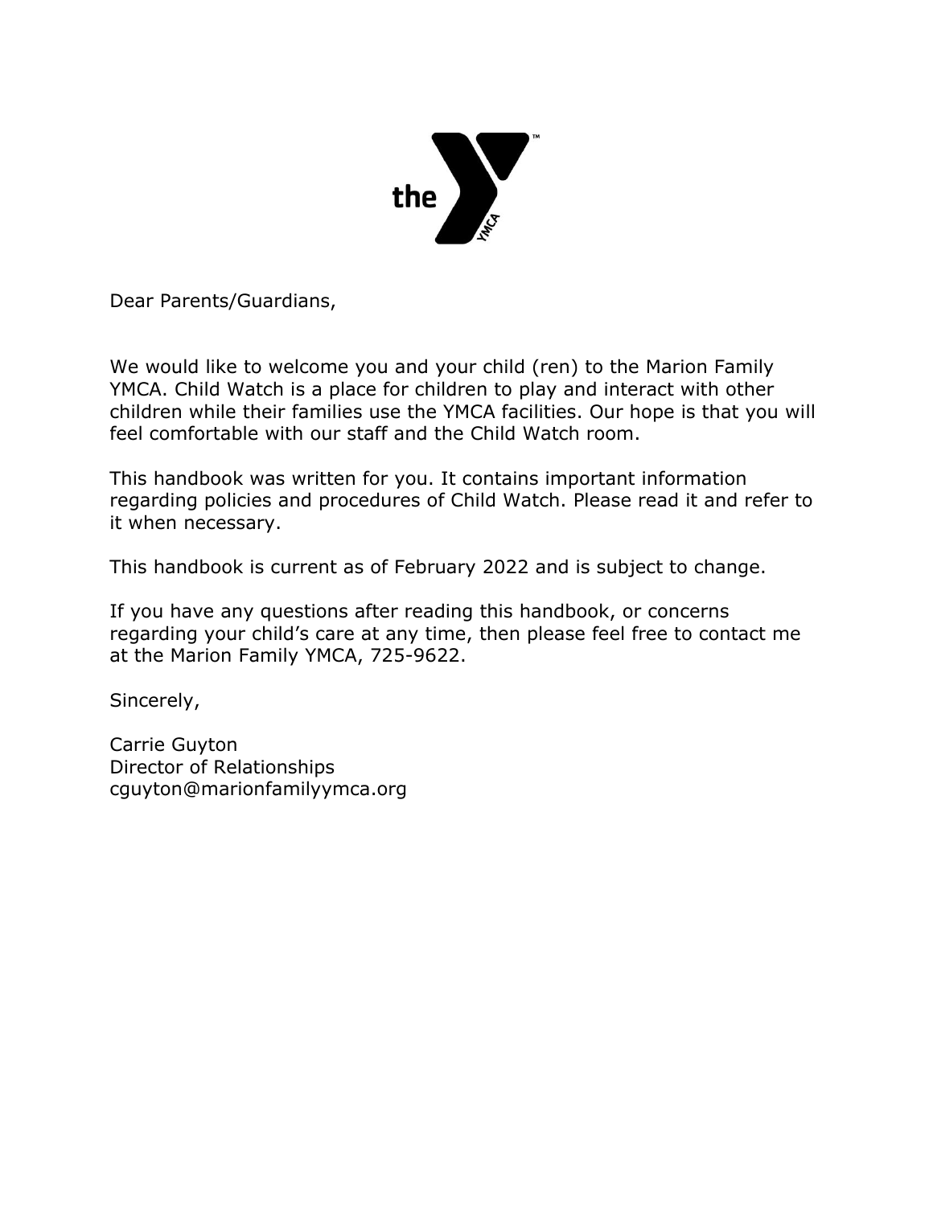Dear Parents/Guardians,

We would like to welcome you and your child (ren) to the Marion Family YMCA. Child Watch is a place for children to play and interact with other children while their families use the YMCA facilities. Our hope is that you will feel comfortable with our staff and the Child Watch room.

This handbook was written for you. It contains important information regarding policies and procedures of Child Watch. Please read it and refer to it when necessary.

This handbook is current as of February 2022 and is subject to change.

If you have any questions after reading this handbook, or concerns regarding your child's care at any time, then please feel free to contact me at the Marion Family YMCA, 725-9622.

Sincerely,

Carrie Guyton
Director of Relationships
cguyton@marionfamilyymca.org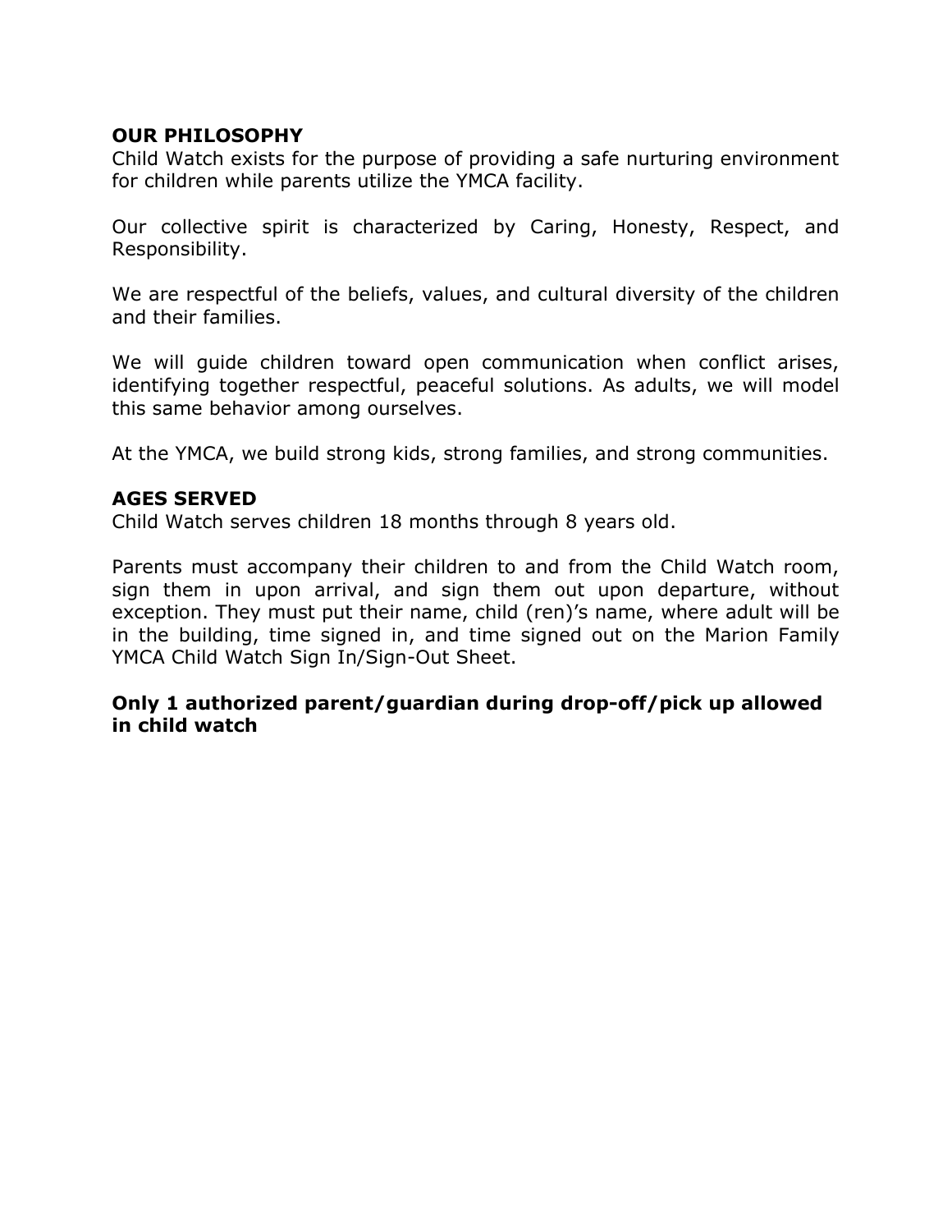**OUR PHILOSOPHY**
Child Watch exists for the purpose of providing a safe nurturing environment for children while parents utilize the YMCA facility.

Our collective spirit is characterized by Caring, Honesty, Respect, and Responsibility.

We are respectful of the beliefs, values, and cultural diversity of the children and their families.

We will guide children toward open communication when conflict arises, identifying together respectful, peaceful solutions. As adults, we will model this same behavior among ourselves.

At the YMCA, we build strong kids, strong families, and strong communities.

**AGES SERVED**
Child Watch serves children 18 months through 8 years old.

Parents must accompany their children to and from the Child Watch room, sign them in upon arrival, and sign them out upon departure, without exception. They must put their name, child (ren)'s name, where adult will be in the building, time signed in, and time signed out on the Marion Family YMCA Child Watch Sign In/Sign-Out Sheet.

**Only 1 authorized parent/guardian during drop-off/pick up allowed in child watch**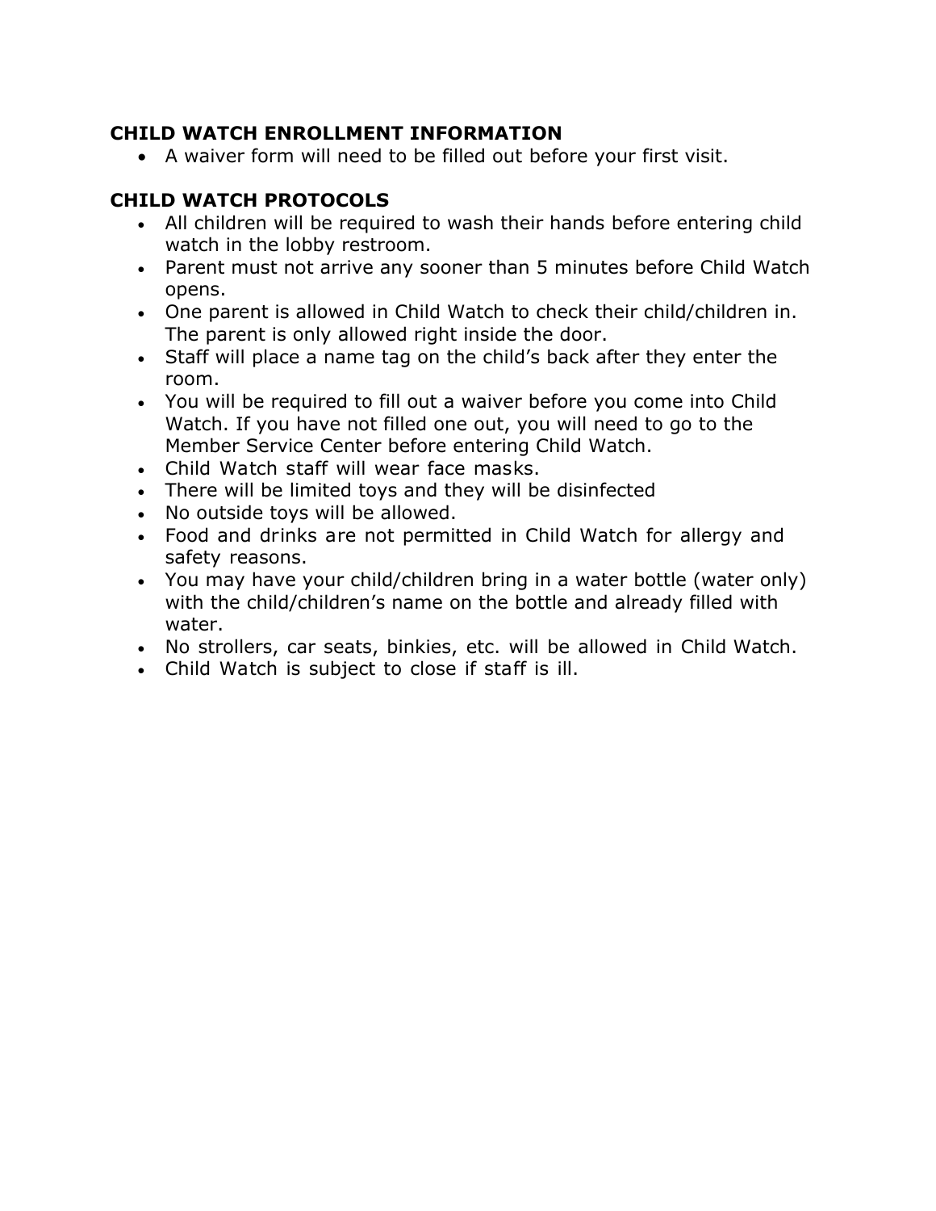### CHILD WATCH ENROLLMENT INFORMATION

- A waiver form will need to be filled out before your first visit.

### CHILD WATCH PROTOCOLS

- All children will be required to wash their hands before entering child watch in the lobby restroom.
- Parent must not arrive any sooner than 5 minutes before Child Watch opens.
- One parent is allowed in Child Watch to check their child/children in. The parent is only allowed right inside the door.
- Staff will place a name tag on the child's back after they enter the room.
- You will be required to fill out a waiver before you come into Child Watch. If you have not filled one out, you will need to go to the Member Service Center before entering Child Watch.
- Child Watch staff will wear face masks.
- There will be limited toys and they will be disinfected
- No outside toys will be allowed.
- Food and drinks are not permitted in Child Watch for allergy and safety reasons.
- You may have your child/children bring in a water bottle (water only) with the child/children's name on the bottle and already filled with water.
- No strollers, car seats, binkies, etc. will be allowed in Child Watch.
- Child Watch is subject to close if staff is ill.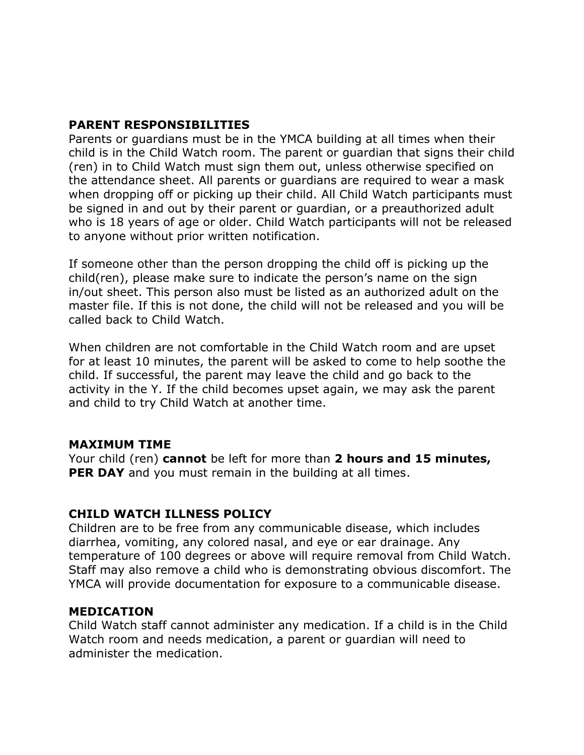**PARENT RESPONSIBILITIES**

Parents or guardians must be in the YMCA building at all times when their child is in the Child Watch room. The parent or guardian that signs their child (ren) in to Child Watch must sign them out, unless otherwise specified on the attendance sheet. All parents or guardians are required to wear a mask when dropping off or picking up their child. All Child Watch participants must be signed in and out by their parent or guardian, or a preauthorized adult who is 18 years of age or older. Child Watch participants will not be released to anyone without prior written notification.

If someone other than the person dropping the child off is picking up the child(ren), please make sure to indicate the person's name on the sign in/out sheet. This person also must be listed as an authorized adult on the master file. If this is not done, the child will not be released and you will be called back to Child Watch.

When children are not comfortable in the Child Watch room and are upset for at least 10 minutes, the parent will be asked to come to help soothe the child. If successful, the parent may leave the child and go back to the activity in the Y. If the child becomes upset again, we may ask the parent and child to try Child Watch at another time.

**MAXIMUM TIME**

Your child (ren) **cannot** be left for more than **2 hours and 15 minutes, PER DAY** and you must remain in the building at all times.

**CHILD WATCH ILLNESS POLICY**

Children are to be free from any communicable disease, which includes diarrhea, vomiting, any colored nasal, and eye or ear drainage. Any temperature of 100 degrees or above will require removal from Child Watch. Staff may also remove a child who is demonstrating obvious discomfort. The YMCA will provide documentation for exposure to a communicable disease.

**MEDICATION**

Child Watch staff cannot administer any medication. If a child is in the Child Watch room and needs medication, a parent or guardian will need to administer the medication.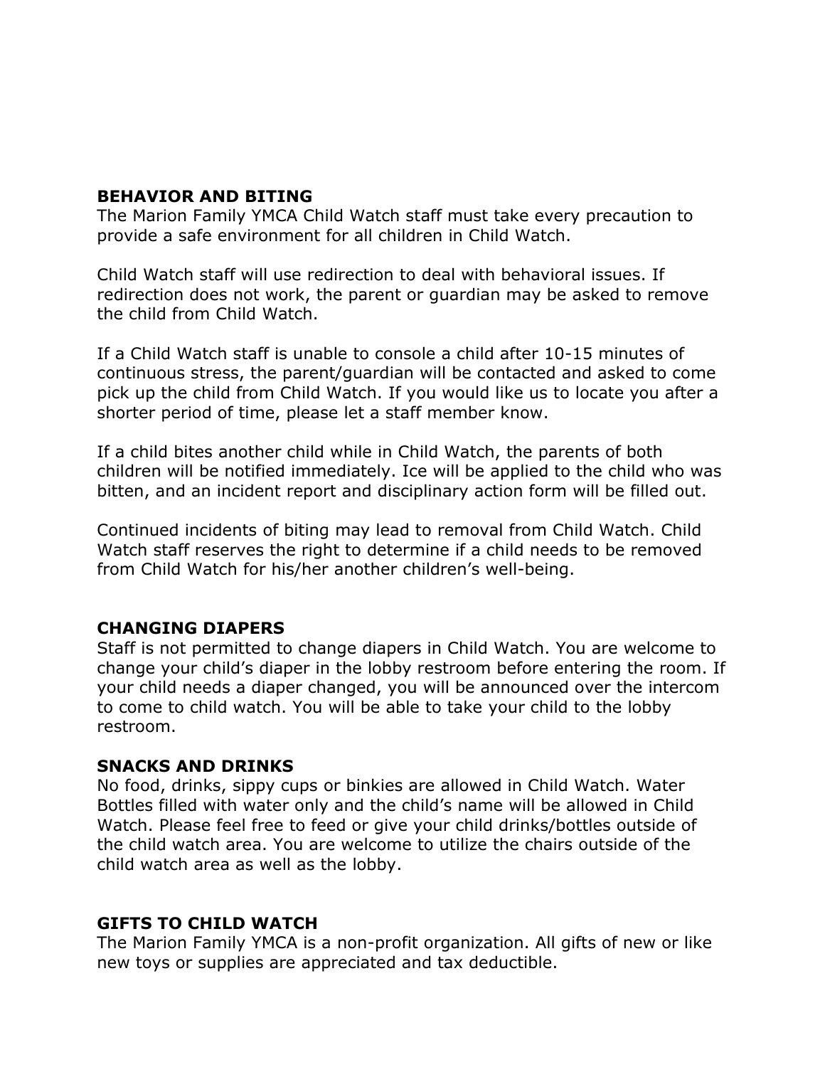**BEHAVIOR AND BITING**

The Marion Family YMCA Child Watch staff must take every precaution to provide a safe environment for all children in Child Watch.

Child Watch staff will use redirection to deal with behavioral issues. If redirection does not work, the parent or guardian may be asked to remove the child from Child Watch.

If a Child Watch staff is unable to console a child after 10-15 minutes of continuous stress, the parent/guardian will be contacted and asked to come pick up the child from Child Watch. If you would like us to locate you after a shorter period of time, please let a staff member know.

If a child bites another child while in Child Watch, the parents of both children will be notified immediately. Ice will be applied to the child who was bitten, and an incident report and disciplinary action form will be filled out.

Continued incidents of biting may lead to removal from Child Watch. Child Watch staff reserves the right to determine if a child needs to be removed from Child Watch for his/her another children's well-being.

**CHANGING DIAPERS**

Staff is not permitted to change diapers in Child Watch. You are welcome to change your child's diaper in the lobby restroom before entering the room. If your child needs a diaper changed, you will be announced over the intercom to come to child watch. You will be able to take your child to the lobby restroom.

**SNACKS AND DRINKS**

No food, drinks, sippy cups or binkies are allowed in Child Watch. Water Bottles filled with water only and the child's name will be allowed in Child Watch. Please feel free to feed or give your child drinks/bottles outside of the child watch area. You are welcome to utilize the chairs outside of the child watch area as well as the lobby.

**GIFTS TO CHILD WATCH**

The Marion Family YMCA is a non-profit organization. All gifts of new or like new toys or supplies are appreciated and tax deductible.